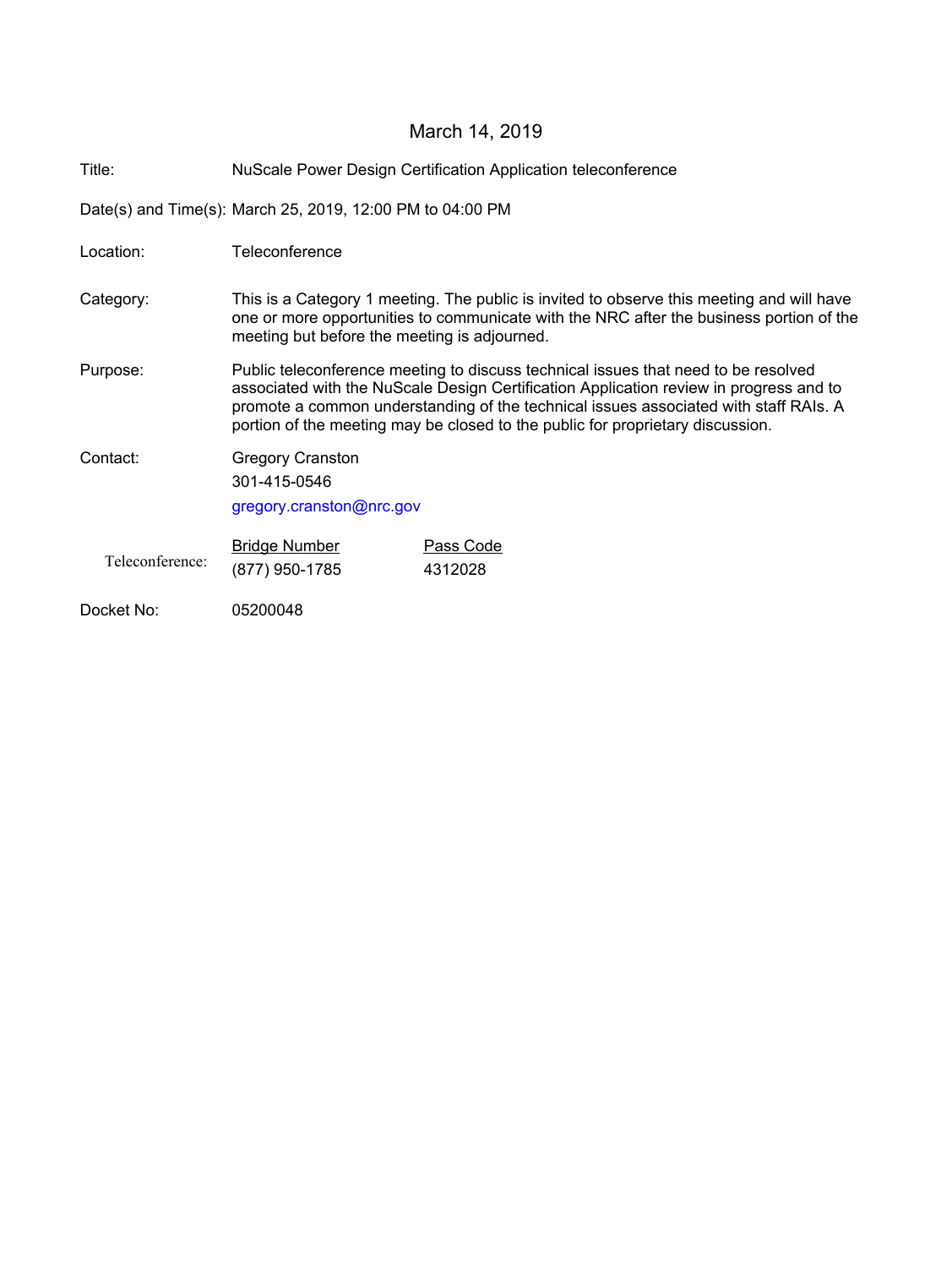March 14, 2019

| | |
|---|---|
| Title: | NuScale Power Design Certification Application teleconference |
| Date(s) and Time(s): | March 25, 2019, 12:00 PM to 04:00 PM |
| Location: | Teleconference |
| Category: | This is a Category 1 meeting. The public is invited to observe this meeting and will have one or more opportunities to communicate with the NRC after the business portion of the meeting but before the meeting is adjourned. |
| Purpose: | Public teleconference meeting to discuss technical issues that need to be resolved associated with the NuScale Design Certification Application review in progress and to promote a common understanding of the technical issues associated with staff RAIs. A portion of the meeting may be closed to the public for proprietary discussion. |
| Contact: | Gregory Cranston<br>301-415-0546<br>gregory.cranston@nrc.gov |

| Teleconference: | Bridge Number | Pass Code |
|---|---|---|
| | (877) 950-1785 | 4312028 |

Docket No: 05200048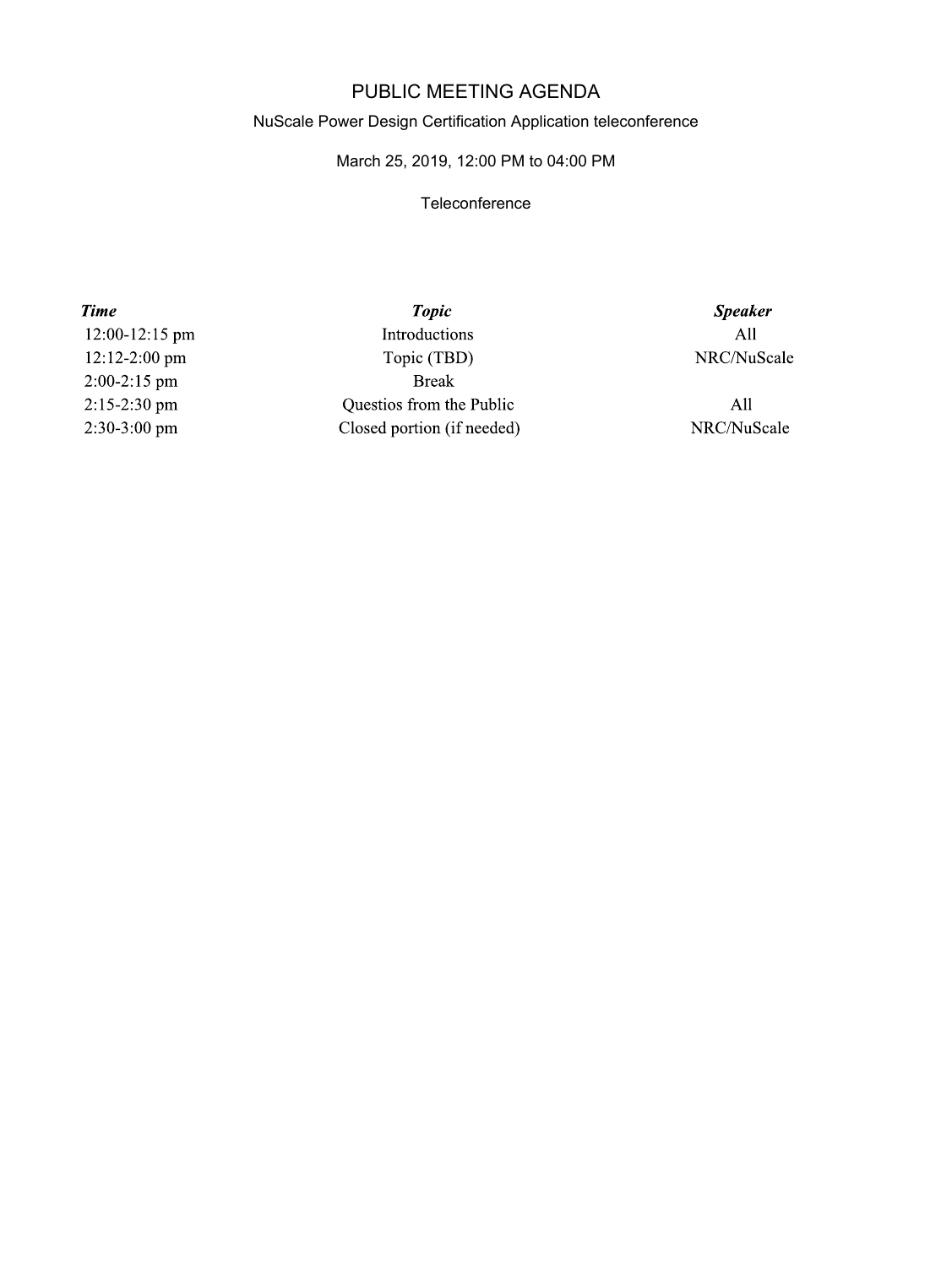# PUBLIC MEETING AGENDA

NuScale Power Design Certification Application teleconference

March 25, 2019, 12:00 PM to 04:00 PM

Teleconference

| *Time* | *Topic* | *Speaker* |
| --- | --- | --- |
| 12:00-12:15 pm | Introductions | All |
| 12:12-2:00 pm | Topic (TBD) | NRC/NuScale |
| 2:00-2:15 pm | Break | |
| 2:15-2:30 pm | Questios from the Public | All |
| 2:30-3:00 pm | Closed portion (if needed) | NRC/NuScale |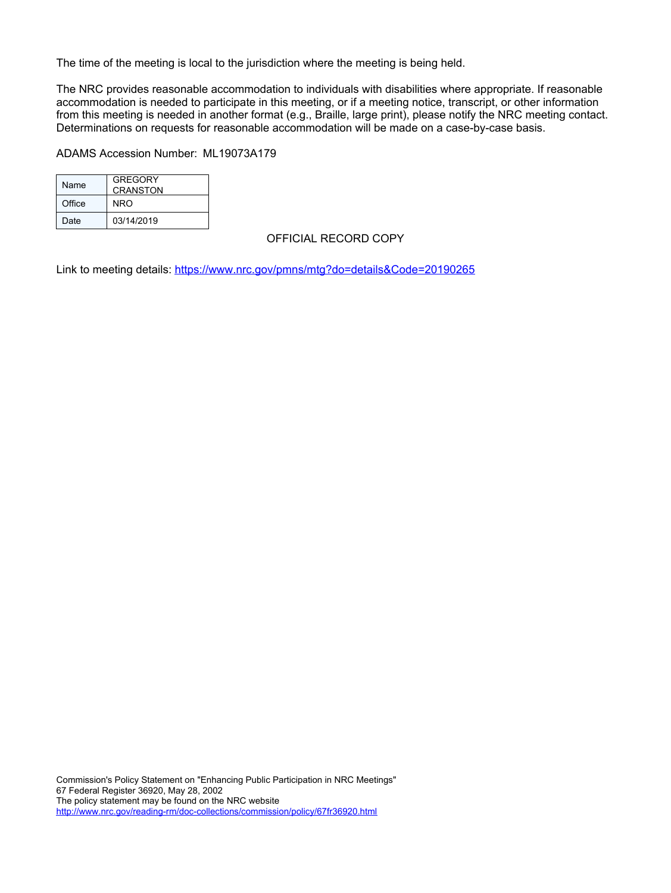The time of the meeting is local to the jurisdiction where the meeting is being held.

The NRC provides reasonable accommodation to individuals with disabilities where appropriate. If reasonable accommodation is needed to participate in this meeting, or if a meeting notice, transcript, or other information from this meeting is needed in another format (e.g., Braille, large print), please notify the NRC meeting contact. Determinations on requests for reasonable accommodation will be made on a case-by-case basis.

ADAMS Accession Number: ML19073A179

| | |
|---|---|
| Name | GREGORY CRANSTON |
| Office | NRO |
| Date | 03/14/2019 |

OFFICIAL RECORD COPY

Link to meeting details: https://www.nrc.gov/pmns/mtg?do=details&Code=20190265

Commission's Policy Statement on "Enhancing Public Participation in NRC Meetings"
67 Federal Register 36920, May 28, 2002
The policy statement may be found on the NRC website
http://www.nrc.gov/reading-rm/doc-collections/commission/policy/67fr36920.html